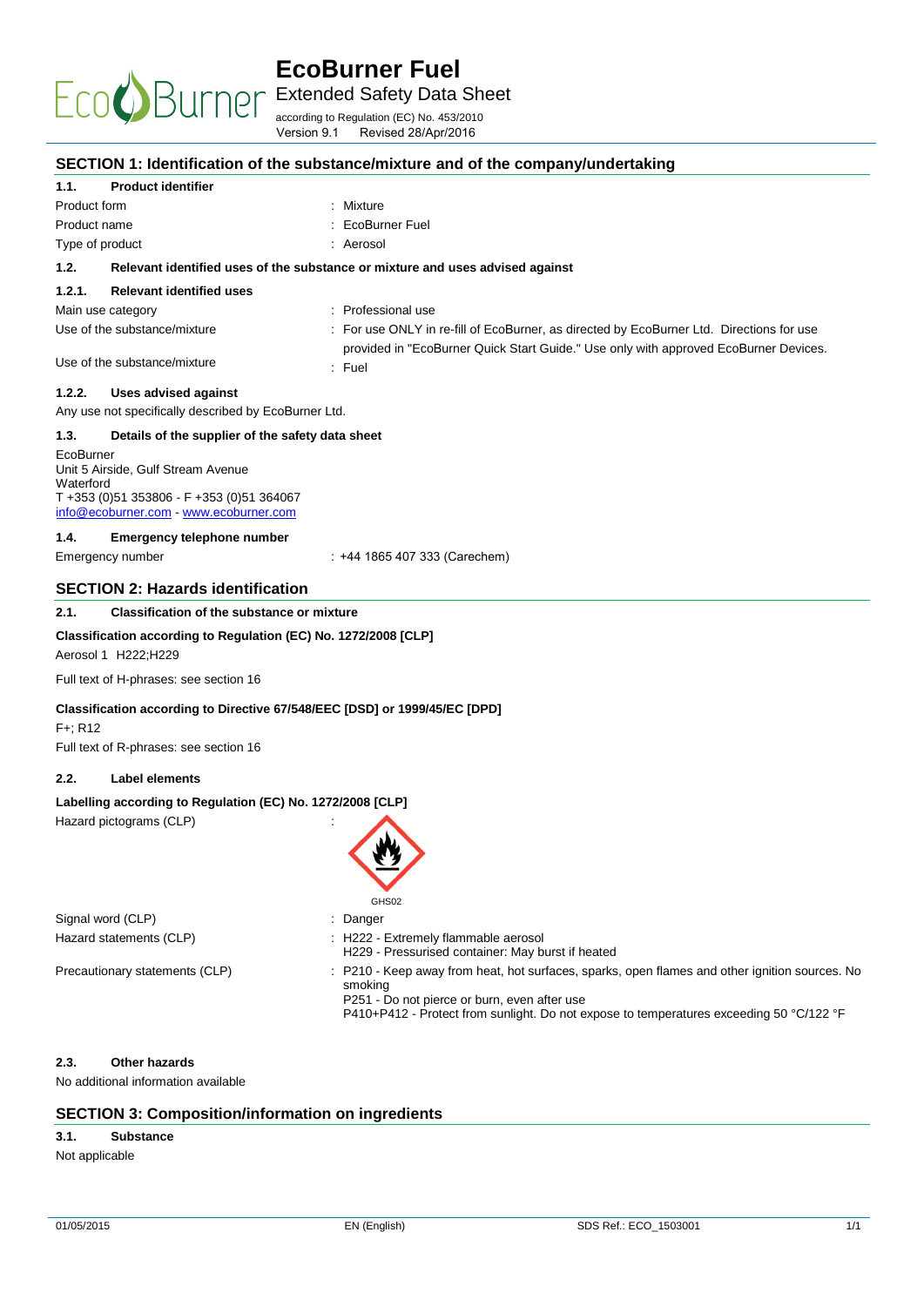# EcoBurner Fuel

Extended Safety Data Sheet

according to Regulation (EC) No. 453/2010

Version 9.1 Revised 28/Apr/2016

## SECTION 1: Identification of the substance/mixture and of the company/undertaking

### 1.1. Product identifier

| | |
|---|---|
| Product form | : Mixture |
| Product name | : EcoBurner Fuel |
| Type of product | : Aerosol |

### 1.2. Relevant identified uses of the substance or mixture and uses advised against

#### 1.2.1. Relevant identified uses

| | |
|---|---|
| Main use category | : Professional use |
| Use of the substance/mixture | : For use ONLY in re-fill of EcoBurner, as directed by EcoBurner Ltd. Directions for use provided in "EcoBurner Quick Start Guide." Use only with approved EcoBurner Devices. |
| Use of the substance/mixture | : Fuel |

#### 1.2.2. Uses advised against

Any use not specifically described by EcoBurner Ltd.

### 1.3. Details of the supplier of the safety data sheet

EcoBurner
Unit 5 Airside, Gulf Stream Avenue
Waterford
T +353 (0)51 353806 - F +353 (0)51 364067
info@ecoburner.com - www.ecoburner.com

### 1.4. Emergency telephone number

| | |
|---|---|
| Emergency number | : +44 1865 407 333 (Carechem) |

## SECTION 2: Hazards identification

### 2.1. Classification of the substance or mixture

**Classification according to Regulation (EC) No. 1272/2008 [CLP]**

Aerosol 1 H222;H229

Full text of H-phrases: see section 16

**Classification according to Directive 67/548/EEC [DSD] or 1999/45/EC [DPD]**

F+; R12

Full text of R-phrases: see section 16

### 2.2. Label elements

**Labelling according to Regulation (EC) No. 1272/2008 [CLP]**

Hazard pictograms (CLP) :

GHS02

| | |
|---|---|
| Signal word (CLP) | : Danger |
| Hazard statements (CLP) | : H222 - Extremely flammable aerosol<br>H229 - Pressurised container: May burst if heated |
| Precautionary statements (CLP) | : P210 - Keep away from heat, hot surfaces, sparks, open flames and other ignition sources. No smoking<br>P251 - Do not pierce or burn, even after use<br>P410+P412 - Protect from sunlight. Do not expose to temperatures exceeding 50 °C/122 °F |

### 2.3. Other hazards

No additional information available

## SECTION 3: Composition/information on ingredients

### 3.1. Substance

Not applicable

01/05/2015 EN (English) SDS Ref.: ECO_1503001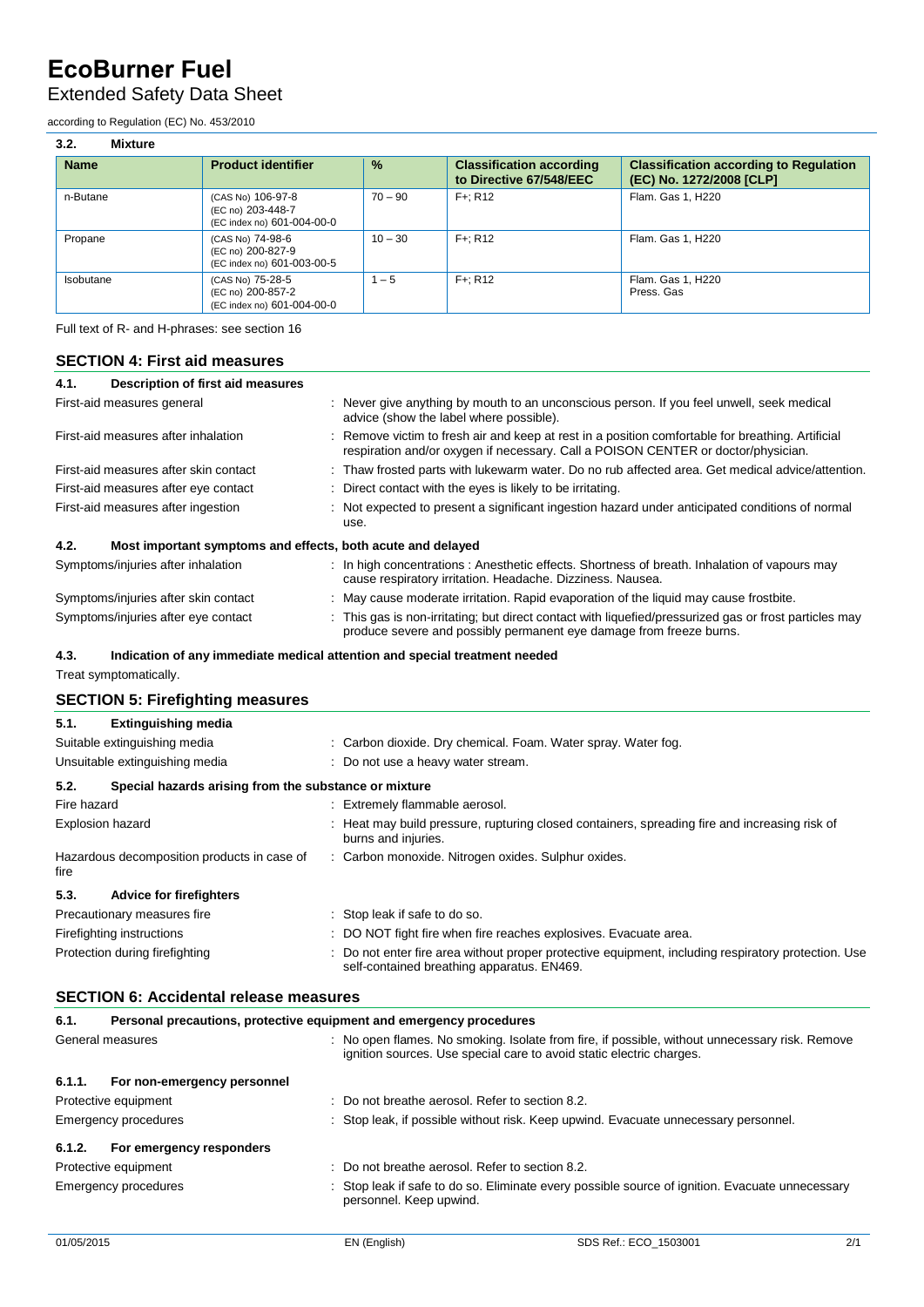# EcoBurner Fuel

## Extended Safety Data Sheet

according to Regulation (EC) No. 453/2010

### 3.2. Mixture

| Name | Product identifier | % | Classification according to Directive 67/548/EEC | Classification according to Regulation (EC) No. 1272/2008 [CLP] |
|---|---|---|---|---|
| n-Butane | (CAS No) 106-97-8<br>(EC no) 203-448-7<br>(EC index no) 601-004-00-0 | 70 – 90 | F+; R12 | Flam. Gas 1, H220 |
| Propane | (CAS No) 74-98-6<br>(EC no) 200-827-9<br>(EC index no) 601-003-00-5 | 10 – 30 | F+; R12 | Flam. Gas 1, H220 |
| Isobutane | (CAS No) 75-28-5<br>(EC no) 200-857-2<br>(EC index no) 601-004-00-0 | 1 – 5 | F+; R12 | Flam. Gas 1, H220<br>Press. Gas |

Full text of R- and H-phrases: see section 16

## SECTION 4: First aid measures

### 4.1. Description of first aid measures

First-aid measures general : Never give anything by mouth to an unconscious person. If you feel unwell, seek medical advice (show the label where possible).

First-aid measures after inhalation : Remove victim to fresh air and keep at rest in a position comfortable for breathing. Artificial respiration and/or oxygen if necessary. Call a POISON CENTER or doctor/physician.

First-aid measures after skin contact : Thaw frosted parts with lukewarm water. Do no rub affected area. Get medical advice/attention.

First-aid measures after eye contact : Direct contact with the eyes is likely to be irritating.

First-aid measures after ingestion : Not expected to present a significant ingestion hazard under anticipated conditions of normal use.

### 4.2. Most important symptoms and effects, both acute and delayed

Symptoms/injuries after inhalation : In high concentrations : Anesthetic effects. Shortness of breath. Inhalation of vapours may cause respiratory irritation. Headache. Dizziness. Nausea.

Symptoms/injuries after skin contact : May cause moderate irritation. Rapid evaporation of the liquid may cause frostbite.

Symptoms/injuries after eye contact : This gas is non-irritating; but direct contact with liquefied/pressurized gas or frost particles may produce severe and possibly permanent eye damage from freeze burns.

### 4.3. Indication of any immediate medical attention and special treatment needed

Treat symptomatically.

## SECTION 5: Firefighting measures

### 5.1. Extinguishing media

Suitable extinguishing media : Carbon dioxide. Dry chemical. Foam. Water spray. Water fog.

Unsuitable extinguishing media : Do not use a heavy water stream.

### 5.2. Special hazards arising from the substance or mixture

Fire hazard : Extremely flammable aerosol.

Explosion hazard : Heat may build pressure, rupturing closed containers, spreading fire and increasing risk of burns and injuries.

Hazardous decomposition products in case of fire : Carbon monoxide. Nitrogen oxides. Sulphur oxides.

### 5.3. Advice for firefighters

Precautionary measures fire : Stop leak if safe to do so.

Firefighting instructions : DO NOT fight fire when fire reaches explosives. Evacuate area.

Protection during firefighting : Do not enter fire area without proper protective equipment, including respiratory protection. Use self-contained breathing apparatus. EN469.

## SECTION 6: Accidental release measures

### 6.1. Personal precautions, protective equipment and emergency procedures

General measures : No open flames. No smoking. Isolate from fire, if possible, without unnecessary risk. Remove ignition sources. Use special care to avoid static electric charges.

#### 6.1.1. For non-emergency personnel

Protective equipment : Do not breathe aerosol. Refer to section 8.2.

Emergency procedures : Stop leak, if possible without risk. Keep upwind. Evacuate unnecessary personnel.

#### 6.1.2. For emergency responders

Protective equipment : Do not breathe aerosol. Refer to section 8.2.

Emergency procedures : Stop leak if safe to do so. Eliminate every possible source of ignition. Evacuate unnecessary personnel. Keep upwind.

01/05/2015 EN (English) SDS Ref.: ECO_1503001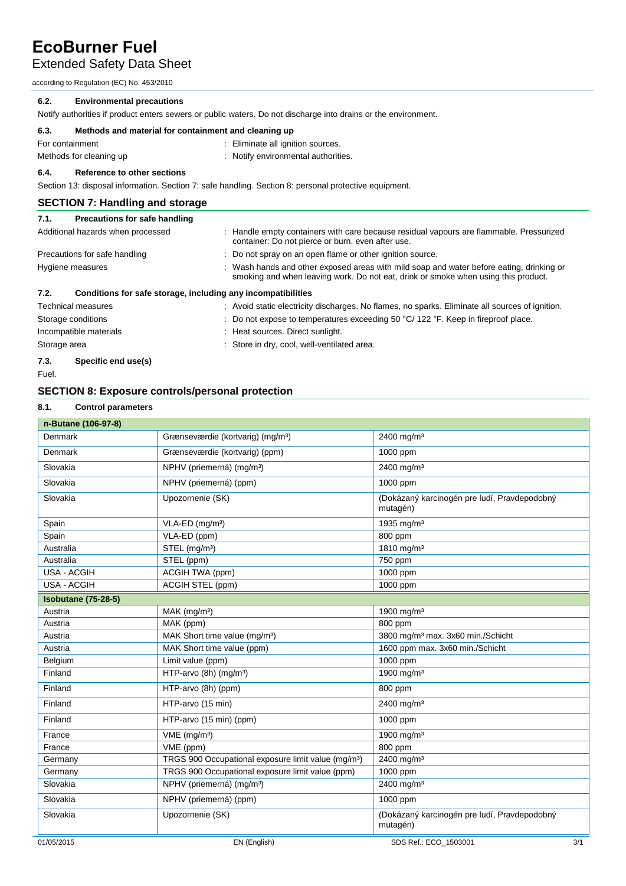#### 6.2. Environmental precautions

Notify authorities if product enters sewers or public waters. Do not discharge into drains or the environment.

#### 6.3. Methods and material for containment and cleaning up

| | |
|---|---|
| For containment | : Eliminate all ignition sources. |
| Methods for cleaning up | : Notify environmental authorities. |

#### 6.4. Reference to other sections

Section 13: disposal information. Section 7: safe handling. Section 8: personal protective equipment.

## SECTION 7: Handling and storage

#### 7.1. Precautions for safe handling

| | |
|---|---|
| Additional hazards when processed | : Handle empty containers with care because residual vapours are flammable. Pressurized container: Do not pierce or burn, even after use. |
| Precautions for safe handling | : Do not spray on an open flame or other ignition source. |
| Hygiene measures | : Wash hands and other exposed areas with mild soap and water before eating, drinking or smoking and when leaving work. Do not eat, drink or smoke when using this product. |

#### 7.2. Conditions for safe storage, including any incompatibilities

| | |
|---|---|
| Technical measures | : Avoid static electricity discharges. No flames, no sparks. Eliminate all sources of ignition. |
| Storage conditions | : Do not expose to temperatures exceeding 50 °C/ 122 °F. Keep in fireproof place. |
| Incompatible materials | : Heat sources. Direct sunlight. |
| Storage area | : Store in dry, cool, well-ventilated area. |

#### 7.3. Specific end use(s)

Fuel.

## SECTION 8: Exposure controls/personal protection

#### 8.1. Control parameters

| **n-Butane (106-97-8)** | | |
|---|---|---|
| Denmark | Grænseværdie (kortvarig) (mg/m³) | 2400 mg/m³ |
| Denmark | Grænseværdie (kortvarig) (ppm) | 1000 ppm |
| Slovakia | NPHV (priemerná) (mg/m³) | 2400 mg/m³ |
| Slovakia | NPHV (priemerná) (ppm) | 1000 ppm |
| Slovakia | Upozornenie (SK) | (Dokázaný karcinogén pre ludí, Pravdepodobný mutagén) |
| Spain | VLA-ED (mg/m³) | 1935 mg/m³ |
| Spain | VLA-ED (ppm) | 800 ppm |
| Australia | STEL (mg/m³) | 1810 mg/m³ |
| Australia | STEL (ppm) | 750 ppm |
| USA - ACGIH | ACGIH TWA (ppm) | 1000 ppm |
| USA - ACGIH | ACGIH STEL (ppm) | 1000 ppm |
| **Isobutane (75-28-5)** | | |
| Austria | MAK (mg/m³) | 1900 mg/m³ |
| Austria | MAK (ppm) | 800 ppm |
| Austria | MAK Short time value (mg/m³) | 3800 mg/m³ max. 3x60 min./Schicht |
| Austria | MAK Short time value (ppm) | 1600 ppm max. 3x60 min./Schicht |
| Belgium | Limit value (ppm) | 1000 ppm |
| Finland | HTP-arvo (8h) (mg/m³) | 1900 mg/m³ |
| Finland | HTP-arvo (8h) (ppm) | 800 ppm |
| Finland | HTP-arvo (15 min) | 2400 mg/m³ |
| Finland | HTP-arvo (15 min) (ppm) | 1000 ppm |
| France | VME (mg/m³) | 1900 mg/m³ |
| France | VME (ppm) | 800 ppm |
| Germany | TRGS 900 Occupational exposure limit value (mg/m³) | 2400 mg/m³ |
| Germany | TRGS 900 Occupational exposure limit value (ppm) | 1000 ppm |
| Slovakia | NPHV (priemerná) (mg/m³) | 2400 mg/m³ |
| Slovakia | NPHV (priemerná) (ppm) | 1000 ppm |
| Slovakia | Upozornenie (SK) | (Dokázaný karcinogén pre ludí, Pravdepodobný mutagén) |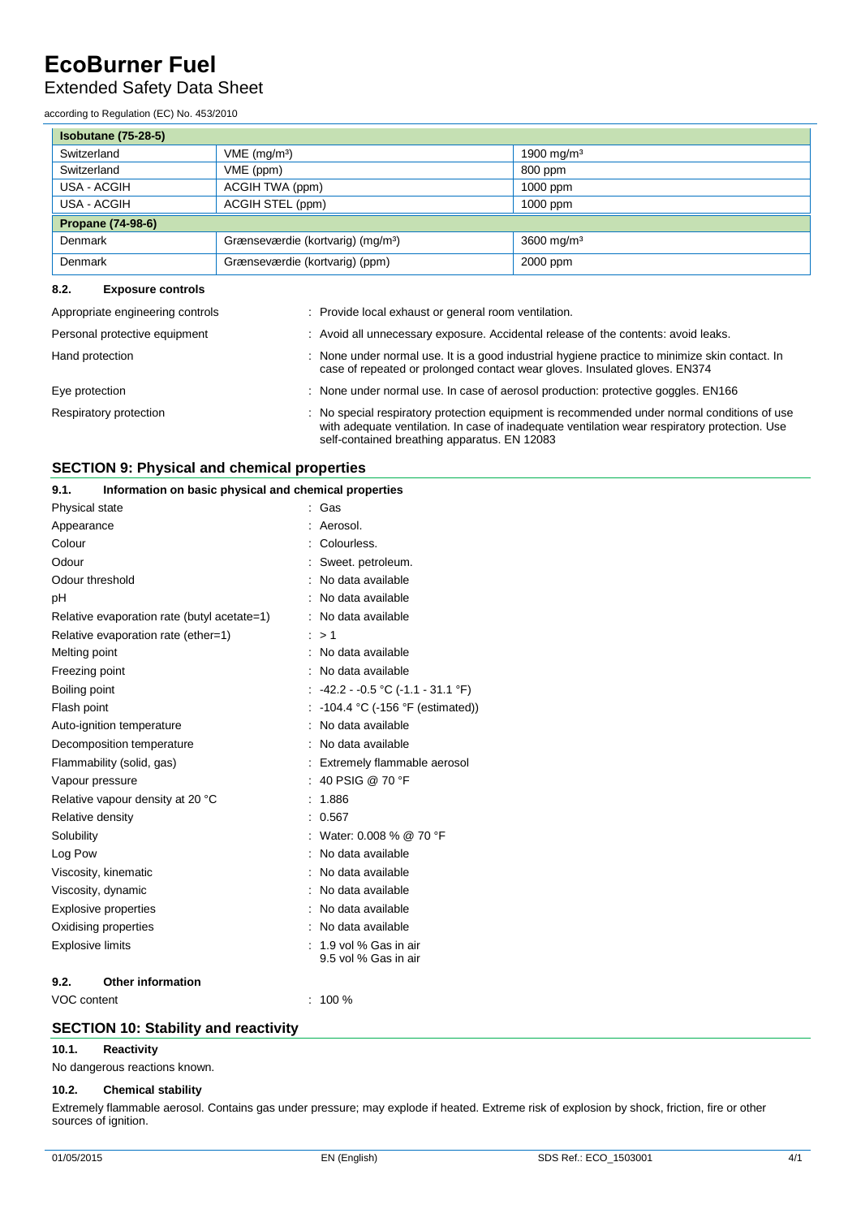| Isobutane (75-28-5) | | |
|---|---|---|
| Switzerland | VME (mg/m³) | 1900 mg/m³ |
| Switzerland | VME (ppm) | 800 ppm |
| USA - ACGIH | ACGIH TWA (ppm) | 1000 ppm |
| USA - ACGIH | ACGIH STEL (ppm) | 1000 ppm |
| **Propane (74-98-6)** | | |
| Denmark | Grænseværdie (kortvarig) (mg/m³) | 3600 mg/m³ |
| Denmark | Grænseværdie (kortvarig) (ppm) | 2000 ppm |

### 8.2. Exposure controls

| | |
|---|---|
| Appropriate engineering controls | : Provide local exhaust or general room ventilation. |
| Personal protective equipment | : Avoid all unnecessary exposure. Accidental release of the contents: avoid leaks. |
| Hand protection | : None under normal use. It is a good industrial hygiene practice to minimize skin contact. In case of repeated or prolonged contact wear gloves. Insulated gloves. EN374 |
| Eye protection | : None under normal use. In case of aerosol production: protective goggles. EN166 |
| Respiratory protection | : No special respiratory protection equipment is recommended under normal conditions of use with adequate ventilation. In case of inadequate ventilation wear respiratory protection. Use self-contained breathing apparatus. EN 12083 |

## SECTION 9: Physical and chemical properties

### 9.1. Information on basic physical and chemical properties

| | |
|---|---|
| Physical state | : Gas |
| Appearance | : Aerosol. |
| Colour | : Colourless. |
| Odour | : Sweet. petroleum. |
| Odour threshold | : No data available |
| pH | : No data available |
| Relative evaporation rate (butyl acetate=1) | : No data available |
| Relative evaporation rate (ether=1) | : > 1 |
| Melting point | : No data available |
| Freezing point | : No data available |
| Boiling point | : -42.2 - -0.5 °C (-1.1 - 31.1 °F) |
| Flash point | : -104.4 °C (-156 °F (estimated)) |
| Auto-ignition temperature | : No data available |
| Decomposition temperature | : No data available |
| Flammability (solid, gas) | : Extremely flammable aerosol |
| Vapour pressure | : 40 PSIG @ 70 °F |
| Relative vapour density at 20 °C | : 1.886 |
| Relative density | : 0.567 |
| Solubility | : Water: 0.008 % @ 70 °F |
| Log Pow | : No data available |
| Viscosity, kinematic | : No data available |
| Viscosity, dynamic | : No data available |
| Explosive properties | : No data available |
| Oxidising properties | : No data available |
| Explosive limits | : 1.9 vol % Gas in air<br>9.5 vol % Gas in air |

### 9.2. Other information

| | |
|---|---|
| VOC content | : 100 % |

## SECTION 10: Stability and reactivity

### 10.1. Reactivity

No dangerous reactions known.

### 10.2. Chemical stability

Extremely flammable aerosol. Contains gas under pressure; may explode if heated. Extreme risk of explosion by shock, friction, fire or other sources of ignition.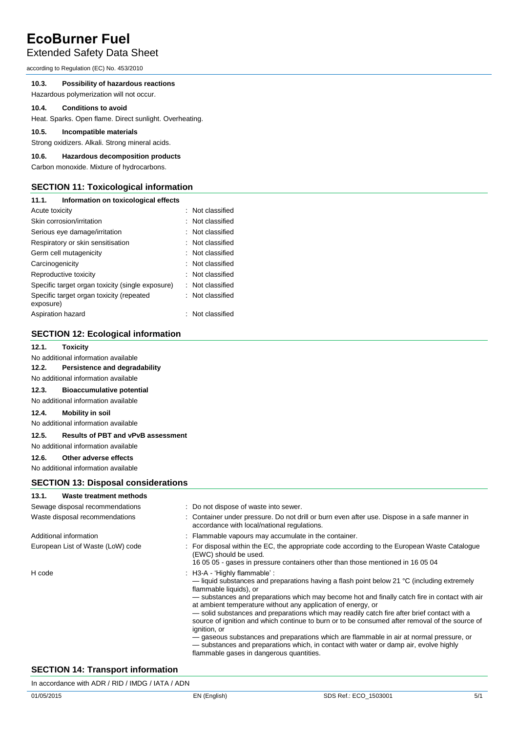#### 10.3. Possibility of hazardous reactions

Hazardous polymerization will not occur.

#### 10.4. Conditions to avoid

Heat. Sparks. Open flame. Direct sunlight. Overheating.

#### 10.5. Incompatible materials

Strong oxidizers. Alkali. Strong mineral acids.

#### 10.6. Hazardous decomposition products

Carbon monoxide. Mixture of hydrocarbons.

## SECTION 11: Toxicological information

#### 11.1. Information on toxicological effects

| | |
|---|---|
| Acute toxicity | : Not classified |
| Skin corrosion/irritation | : Not classified |
| Serious eye damage/irritation | : Not classified |
| Respiratory or skin sensitisation | : Not classified |
| Germ cell mutagenicity | : Not classified |
| Carcinogenicity | : Not classified |
| Reproductive toxicity | : Not classified |
| Specific target organ toxicity (single exposure) | : Not classified |
| Specific target organ toxicity (repeated exposure) | : Not classified |
| Aspiration hazard | : Not classified |

## SECTION 12: Ecological information

#### 12.1. Toxicity

No additional information available

#### 12.2. Persistence and degradability

No additional information available

#### 12.3. Bioaccumulative potential

No additional information available

#### 12.4. Mobility in soil

No additional information available

#### 12.5. Results of PBT and vPvB assessment

No additional information available

#### 12.6. Other adverse effects

No additional information available

## SECTION 13: Disposal considerations

#### 13.1. Waste treatment methods

| | |
|---|---|
| Sewage disposal recommendations | : Do not dispose of waste into sewer. |
| Waste disposal recommendations | : Container under pressure. Do not drill or burn even after use. Dispose in a safe manner in accordance with local/national regulations. |
| Additional information | : Flammable vapours may accumulate in the container. |
| European List of Waste (LoW) code | : For disposal within the EC, the appropriate code according to the European Waste Catalogue (EWC) should be used.<br>16 05 05 - gases in pressure containers other than those mentioned in 16 05 04 |
| H code | : H3-A - 'Highly flammable' :<br>— liquid substances and preparations having a flash point below 21 °C (including extremely flammable liquids), or<br>— substances and preparations which may become hot and finally catch fire in contact with air at ambient temperature without any application of energy, or<br>— solid substances and preparations which may readily catch fire after brief contact with a source of ignition and which continue to burn or to be consumed after removal of the source of ignition, or<br>— gaseous substances and preparations which are flammable in air at normal pressure, or<br>— substances and preparations which, in contact with water or damp air, evolve highly flammable gases in dangerous quantities. |

## SECTION 14: Transport information

In accordance with ADR / RID / IMDG / IATA / ADN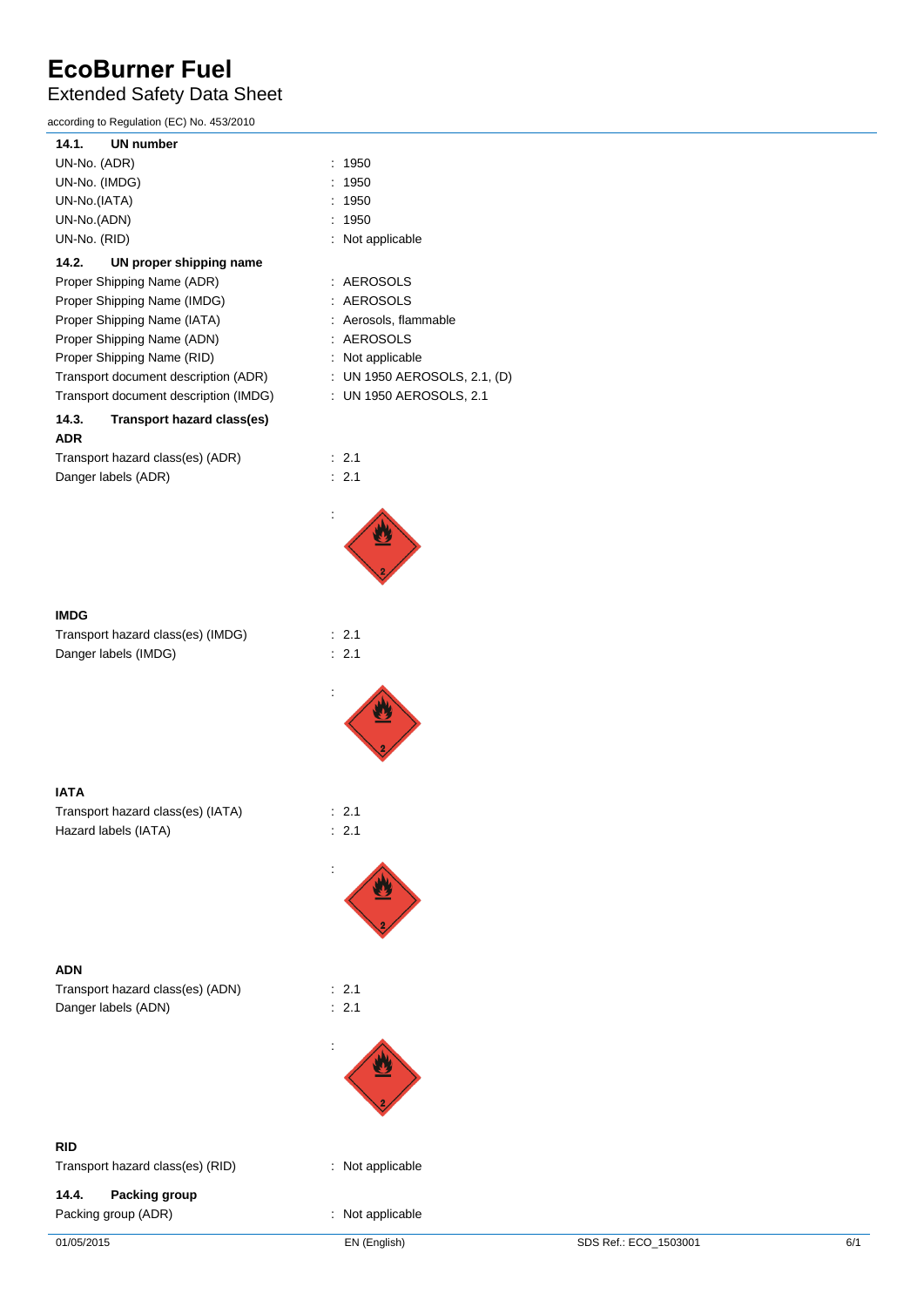### 14.1. UN number

| | |
|---|---|
| UN-No. (ADR) | : 1950 |
| UN-No. (IMDG) | : 1950 |
| UN-No.(IATA) | : 1950 |
| UN-No.(ADN) | : 1950 |
| UN-No. (RID) | : Not applicable |

### 14.2. UN proper shipping name

| | |
|---|---|
| Proper Shipping Name (ADR) | : AEROSOLS |
| Proper Shipping Name (IMDG) | : AEROSOLS |
| Proper Shipping Name (IATA) | : Aerosols, flammable |
| Proper Shipping Name (ADN) | : AEROSOLS |
| Proper Shipping Name (RID) | : Not applicable |
| Transport document description (ADR) | : UN 1950 AEROSOLS, 2.1, (D) |
| Transport document description (IMDG) | : UN 1950 AEROSOLS, 2.1 |

### 14.3. Transport hazard class(es)

**ADR**

| | |
|---|---|
| Transport hazard class(es) (ADR) | : 2.1 |
| Danger labels (ADR) | : 2.1 |

**IMDG**

| | |
|---|---|
| Transport hazard class(es) (IMDG) | : 2.1 |
| Danger labels (IMDG) | : 2.1 |

**IATA**

| | |
|---|---|
| Transport hazard class(es) (IATA) | : 2.1 |
| Hazard labels (IATA) | : 2.1 |

**ADN**

| | |
|---|---|
| Transport hazard class(es) (ADN) | : 2.1 |
| Danger labels (ADN) | : 2.1 |

**RID**

| | |
|---|---|
| Transport hazard class(es) (RID) | : Not applicable |

### 14.4. Packing group

| | |
|---|---|
| Packing group (ADR) | : Not applicable |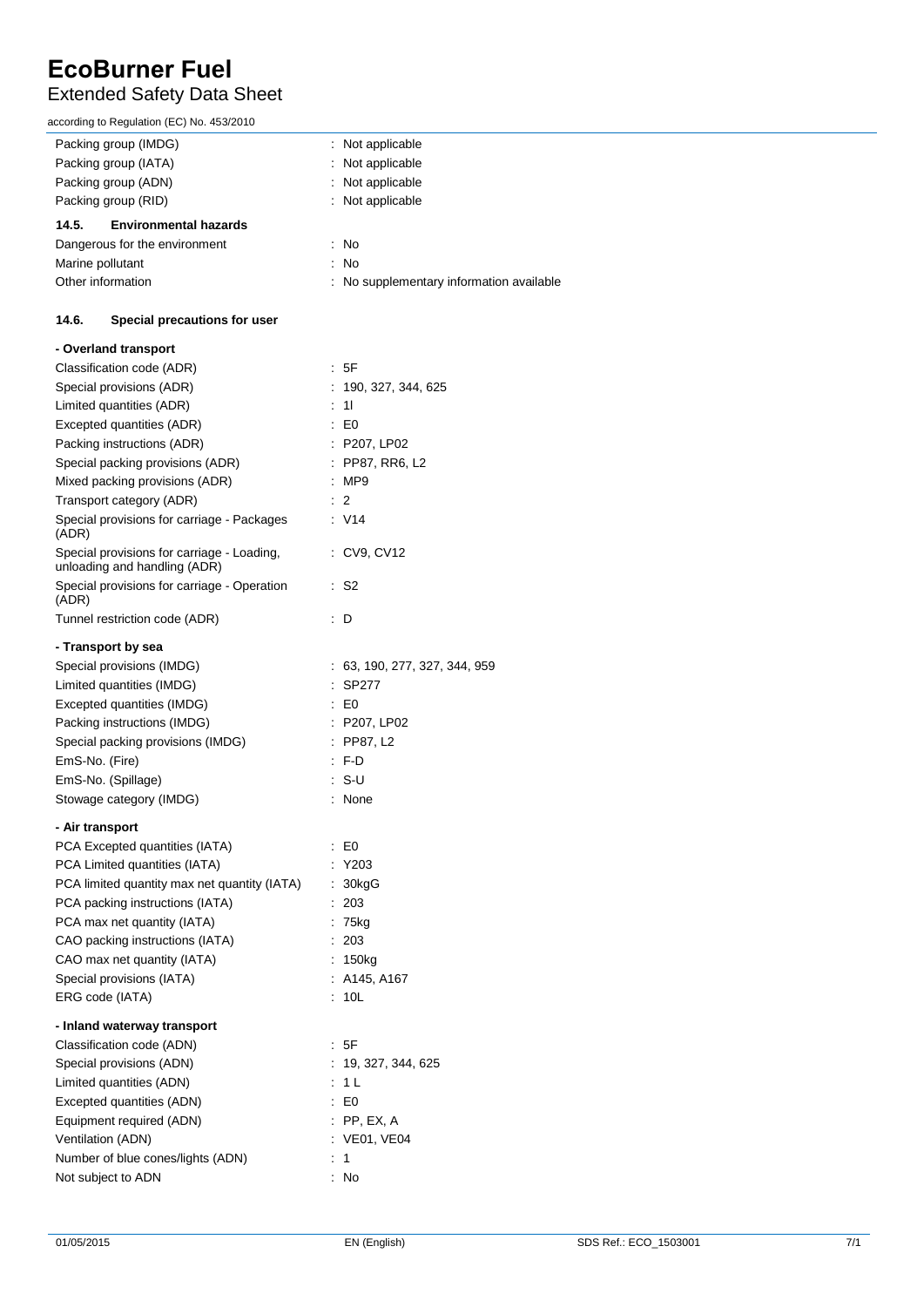| | |
|---|---|
| Packing group (IMDG) | : Not applicable |
| Packing group (IATA) | : Not applicable |
| Packing group (ADN) | : Not applicable |
| Packing group (RID) | : Not applicable |

### 14.5. Environmental hazards

| | |
|---|---|
| Dangerous for the environment | : No |
| Marine pollutant | : No |
| Other information | : No supplementary information available |

### 14.6. Special precautions for user

**- Overland transport**

| | |
|---|---|
| Classification code (ADR) | : 5F |
| Special provisions (ADR) | : 190, 327, 344, 625 |
| Limited quantities (ADR) | : 1l |
| Excepted quantities (ADR) | : E0 |
| Packing instructions (ADR) | : P207, LP02 |
| Special packing provisions (ADR) | : PP87, RR6, L2 |
| Mixed packing provisions (ADR) | : MP9 |
| Transport category (ADR) | : 2 |
| Special provisions for carriage - Packages (ADR) | : V14 |
| Special provisions for carriage - Loading, unloading and handling (ADR) | : CV9, CV12 |
| Special provisions for carriage - Operation (ADR) | : S2 |
| Tunnel restriction code (ADR) | : D |

**- Transport by sea**

| | |
|---|---|
| Special provisions (IMDG) | : 63, 190, 277, 327, 344, 959 |
| Limited quantities (IMDG) | : SP277 |
| Excepted quantities (IMDG) | : E0 |
| Packing instructions (IMDG) | : P207, LP02 |
| Special packing provisions (IMDG) | : PP87, L2 |
| EmS-No. (Fire) | : F-D |
| EmS-No. (Spillage) | : S-U |
| Stowage category (IMDG) | : None |

**- Air transport**

| | |
|---|---|
| PCA Excepted quantities (IATA) | : E0 |
| PCA Limited quantities (IATA) | : Y203 |
| PCA limited quantity max net quantity (IATA) | : 30kgG |
| PCA packing instructions (IATA) | : 203 |
| PCA max net quantity (IATA) | : 75kg |
| CAO packing instructions (IATA) | : 203 |
| CAO max net quantity (IATA) | : 150kg |
| Special provisions (IATA) | : A145, A167 |
| ERG code (IATA) | : 10L |

**- Inland waterway transport**

| | |
|---|---|
| Classification code (ADN) | : 5F |
| Special provisions (ADN) | : 19, 327, 344, 625 |
| Limited quantities (ADN) | : 1 L |
| Excepted quantities (ADN) | : E0 |
| Equipment required (ADN) | : PP, EX, A |
| Ventilation (ADN) | : VE01, VE04 |
| Number of blue cones/lights (ADN) | : 1 |
| Not subject to ADN | : No |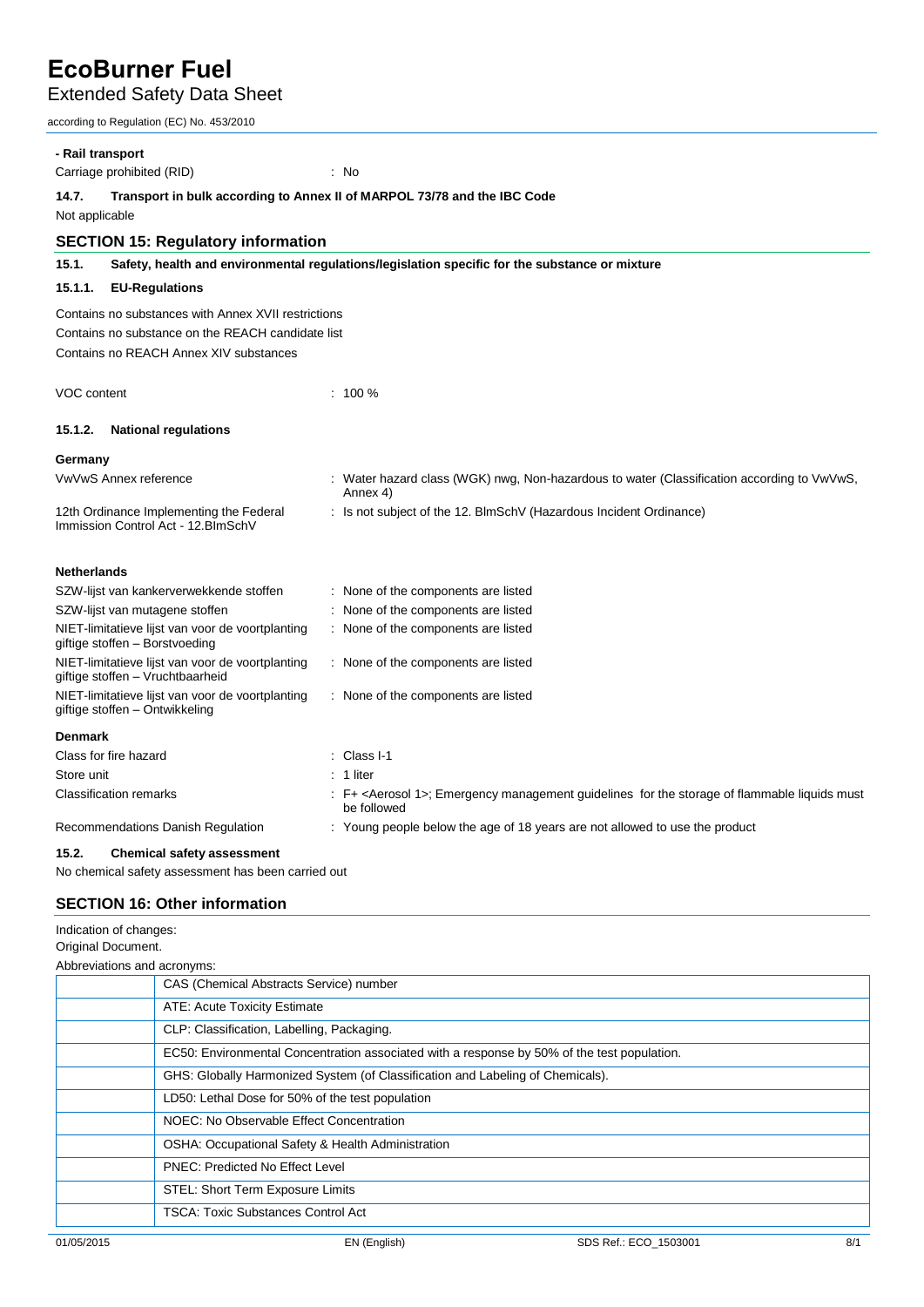**- Rail transport**

| | |
|---|---|
| Carriage prohibited (RID) | : No |

**14.7. Transport in bulk according to Annex II of MARPOL 73/78 and the IBC Code**

Not applicable

## SECTION 15: Regulatory information

**15.1. Safety, health and environmental regulations/legislation specific for the substance or mixture**

**15.1.1. EU-Regulations**

Contains no substances with Annex XVII restrictions
Contains no substance on the REACH candidate list
Contains no REACH Annex XIV substances

| | |
|---|---|
| VOC content | : 100 % |

**15.1.2. National regulations**

**Germany**

| | |
|---|---|
| VwVwS Annex reference | : Water hazard class (WGK) nwg, Non-hazardous to water (Classification according to VwVwS, Annex 4) |
| 12th Ordinance Implementing the Federal Immission Control Act - 12.BImSchV | : Is not subject of the 12. BlmSchV (Hazardous Incident Ordinance) |

**Netherlands**

| | |
|---|---|
| SZW-lijst van kankerverwekkende stoffen | : None of the components are listed |
| SZW-lijst van mutagene stoffen | : None of the components are listed |
| NIET-limitatieve lijst van voor de voortplanting giftige stoffen – Borstvoeding | : None of the components are listed |
| NIET-limitatieve lijst van voor de voortplanting giftige stoffen – Vruchtbaarheid | : None of the components are listed |
| NIET-limitatieve lijst van voor de voortplanting giftige stoffen – Ontwikkeling | : None of the components are listed |

**Denmark**

| | |
|---|---|
| Class for fire hazard | : Class I-1 |
| Store unit | : 1 liter |
| Classification remarks | : F+ <Aerosol 1>; Emergency management guidelines for the storage of flammable liquids must be followed |
| Recommendations Danish Regulation | : Young people below the age of 18 years are not allowed to use the product |

**15.2. Chemical safety assessment**

No chemical safety assessment has been carried out

## SECTION 16: Other information

Indication of changes:
Original Document.

Abbreviations and acronyms:

| | |
|---|---|
| | CAS (Chemical Abstracts Service) number |
| | ATE: Acute Toxicity Estimate |
| | CLP: Classification, Labelling, Packaging. |
| | EC50: Environmental Concentration associated with a response by 50% of the test population. |
| | GHS: Globally Harmonized System (of Classification and Labeling of Chemicals). |
| | LD50: Lethal Dose for 50% of the test population |
| | NOEC: No Observable Effect Concentration |
| | OSHA: Occupational Safety & Health Administration |
| | PNEC: Predicted No Effect Level |
| | STEL: Short Term Exposure Limits |
| | TSCA: Toxic Substances Control Act |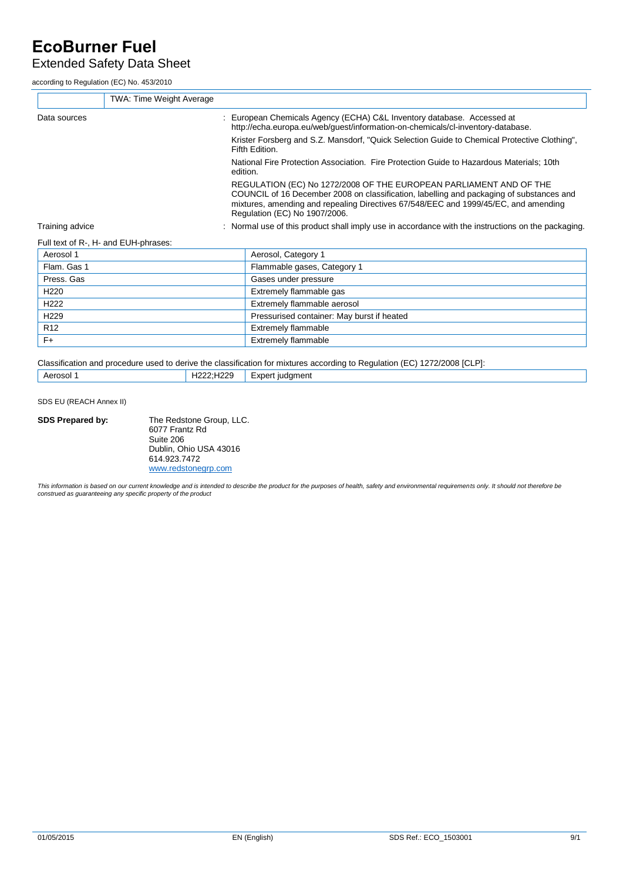# EcoBurner Fuel

## Extended Safety Data Sheet

according to Regulation (EC) No. 453/2010

| | TWA: Time Weight Average |
|---|---|

Data sources : European Chemicals Agency (ECHA) C&L Inventory database. Accessed at http://echa.europa.eu/web/guest/information-on-chemicals/cl-inventory-database.

Krister Forsberg and S.Z. Mansdorf, "Quick Selection Guide to Chemical Protective Clothing", Fifth Edition.

National Fire Protection Association. Fire Protection Guide to Hazardous Materials; 10th edition.

REGULATION (EC) No 1272/2008 OF THE EUROPEAN PARLIAMENT AND OF THE COUNCIL of 16 December 2008 on classification, labelling and packaging of substances and mixtures, amending and repealing Directives 67/548/EEC and 1999/45/EC, and amending Regulation (EC) No 1907/2006.

Training advice : Normal use of this product shall imply use in accordance with the instructions on the packaging.

Full text of R-, H- and EUH-phrases:

| | |
|---|---|
| Aerosol 1 | Aerosol, Category 1 |
| Flam. Gas 1 | Flammable gases, Category 1 |
| Press. Gas | Gases under pressure |
| H220 | Extremely flammable gas |
| H222 | Extremely flammable aerosol |
| H229 | Pressurised container: May burst if heated |
| R12 | Extremely flammable |
| F+ | Extremely flammable |

Classification and procedure used to derive the classification for mixtures according to Regulation (EC) 1272/2008 [CLP]:

| | | |
|---|---|---|
| Aerosol 1 | H222;H229 | Expert judgment |

SDS EU (REACH Annex II)

**SDS Prepared by:** The Redstone Group, LLC.
6077 Frantz Rd
Suite 206
Dublin, Ohio USA 43016
614.923.7472
www.redstonegrp.com

*This information is based on our current knowledge and is intended to describe the product for the purposes of health, safety and environmental requirements only. It should not therefore be construed as guaranteeing any specific property of the product*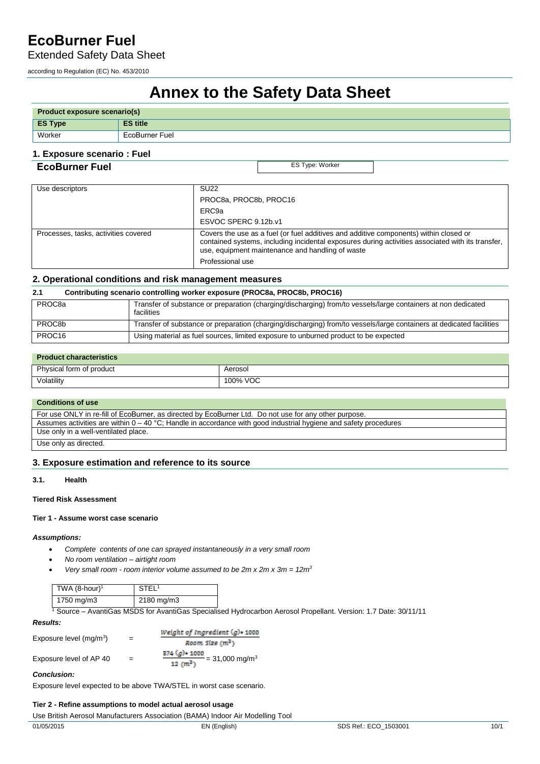# EcoBurner Fuel

Extended Safety Data Sheet

according to Regulation (EC) No. 453/2010

# Annex to the Safety Data Sheet

| Product exposure scenario(s) | |
|---|---|
| **ES Type** | **ES title** |
| Worker | EcoBurner Fuel |

## 1. Exposure scenario : Fuel

**EcoBurner Fuel** — ES Type: Worker

| Use descriptors | SU22 |
|---|---|
| | PROC8a, PROC8b, PROC16 |
| | ERC9a |
| | ESVOC SPERC 9.12b.v1 |
| Processes, tasks, activities covered | Covers the use as a fuel (or fuel additives and additive components) within closed or contained systems, including incidental exposures during activities associated with its transfer, use, equipment maintenance and handling of waste |
| | Professional use |

## 2. Operational conditions and risk management measures

**2.1 Contributing scenario controlling worker exposure (PROC8a, PROC8b, PROC16)**

| PROC8a | Transfer of substance or preparation (charging/discharging) from/to vessels/large containers at non dedicated facilities |
|---|---|
| PROC8b | Transfer of substance or preparation (charging/discharging) from/to vessels/large containers at dedicated facilities |
| PROC16 | Using material as fuel sources, limited exposure to unburned product to be expected |

| Product characteristics | |
|---|---|
| Physical form of product | Aerosol |
| Volatility | 100% VOC |

| Conditions of use |
|---|
| For use ONLY in re-fill of EcoBurner, as directed by EcoBurner Ltd. Do not use for any other purpose. |
| Assumes activities are within 0 – 40 °C; Handle in accordance with good industrial hygiene and safety procedures |
| Use only in a well-ventilated place. |
| Use only as directed. |

## 3. Exposure estimation and reference to its source

### 3.1. Health

**Tiered Risk Assessment**

**Tier 1 - Assume worst case scenario**

***Assumptions:***

- *Complete contents of one can sprayed instantaneously in a very small room*
- *No room ventilation – airtight room*
- *Very small room - room interior volume assumed to be 2m x 2m x 3m = 12m$^3$*

| TWA (8-hour)[1] | STEL[1] |
|---|---|
| 1750 mg/m3 | 2180 mg/m3 |

[1] Source – AvantiGas MSDS for AvantiGas Specialised Hydrocarbon Aerosol Propellant. Version: 1.7 Date: 30/11/11

***Results:***

Exposure level (mg/m$^3$) = $\frac{\text{Weight of Ingredient (g)} * 1000}{\text{Room Size (m}^3\text{)}}$

Exposure level of AP 40 = $\frac{374\ (g) * 1000}{12\ (m^3)}$ = 31,000 mg/m$^3$

***Conclusion:***

Exposure level expected to be above TWA/STEL in worst case scenario.

**Tier 2 - Refine assumptions to model actual aerosol usage**

Use British Aerosol Manufacturers Association (BAMA) Indoor Air Modelling Tool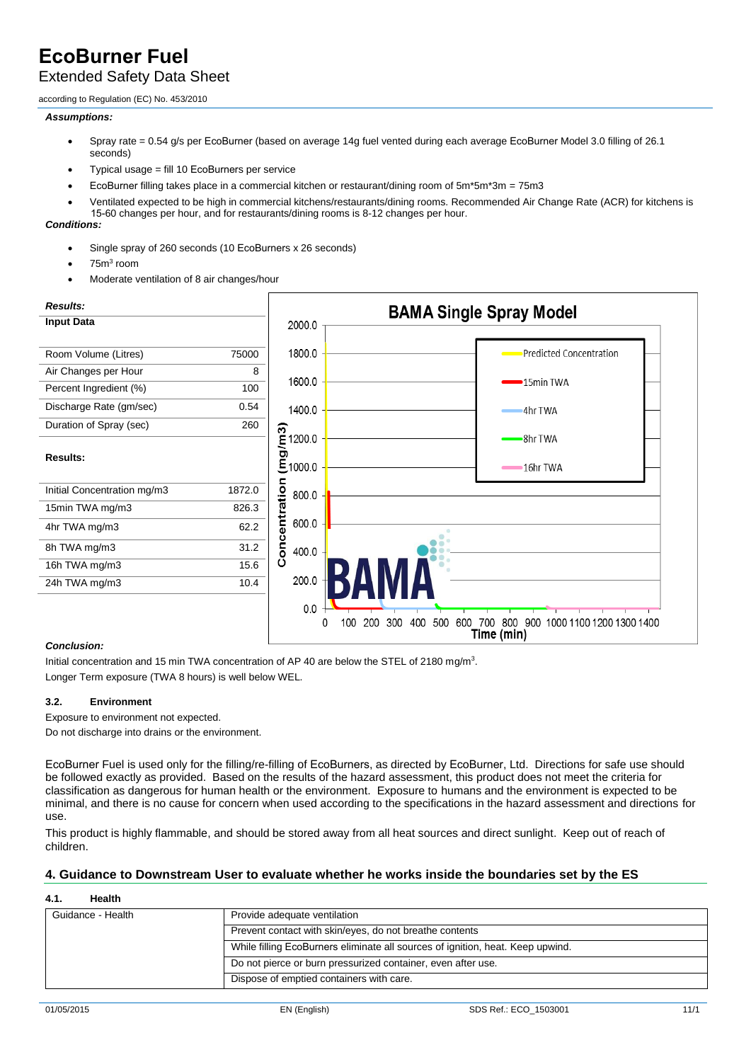*Assumptions:*

- Spray rate = 0.54 g/s per EcoBurner (based on average 14g fuel vented during each average EcoBurner Model 3.0 filling of 26.1 seconds)
- Typical usage = fill 10 EcoBurners per service
- EcoBurner filling takes place in a commercial kitchen or restaurant/dining room of 5m*5m*3m = 75m3
- Ventilated expected to be high in commercial kitchens/restaurants/dining rooms. Recommended Air Change Rate (ACR) for kitchens is 15-60 changes per hour, and for restaurants/dining rooms is 8-12 changes per hour.

*Conditions:*

- Single spray of 260 seconds (10 EcoBurners x 26 seconds)
- 75m³ room
- Moderate ventilation of 8 air changes/hour

*Results:*

**Input Data**

| | |
|---|---|
| Room Volume (Litres) | 75000 |
| Air Changes per Hour | 8 |
| Percent Ingredient (%) | 100 |
| Discharge Rate (gm/sec) | 0.54 |
| Duration of Spray (sec) | 260 |

**Results:**

| | |
|---|---|
| Initial Concentration mg/m3 | 1872.0 |
| 15min TWA mg/m3 | 826.3 |
| 4hr TWA mg/m3 | 62.2 |
| 8h TWA mg/m3 | 31.2 |
| 16h TWA mg/m3 | 15.6 |
| 24h TWA mg/m3 | 10.4 |

**BAMA Single Spray Model**

*Conclusion:*

Initial concentration and 15 min TWA concentration of AP 40 are below the STEL of 2180 mg/m³.

Longer Term exposure (TWA 8 hours) is well below WEL.

#### 3.2. Environment

Exposure to environment not expected.

Do not discharge into drains or the environment.

EcoBurner Fuel is used only for the filling/re-filling of EcoBurners, as directed by EcoBurner, Ltd. Directions for safe use should be followed exactly as provided. Based on the results of the hazard assessment, this product does not meet the criteria for classification as dangerous for human health or the environment. Exposure to humans and the environment is expected to be minimal, and there is no cause for concern when used according to the specifications in the hazard assessment and directions for use.

This product is highly flammable, and should be stored away from all heat sources and direct sunlight. Keep out of reach of children.

## 4. Guidance to Downstream User to evaluate whether he works inside the boundaries set by the ES

#### 4.1. Health

| | |
|---|---|
| Guidance - Health | Provide adequate ventilation |
| | Prevent contact with skin/eyes, do not breathe contents |
| | While filling EcoBurners eliminate all sources of ignition, heat. Keep upwind. |
| | Do not pierce or burn pressurized container, even after use. |
| | Dispose of emptied containers with care. |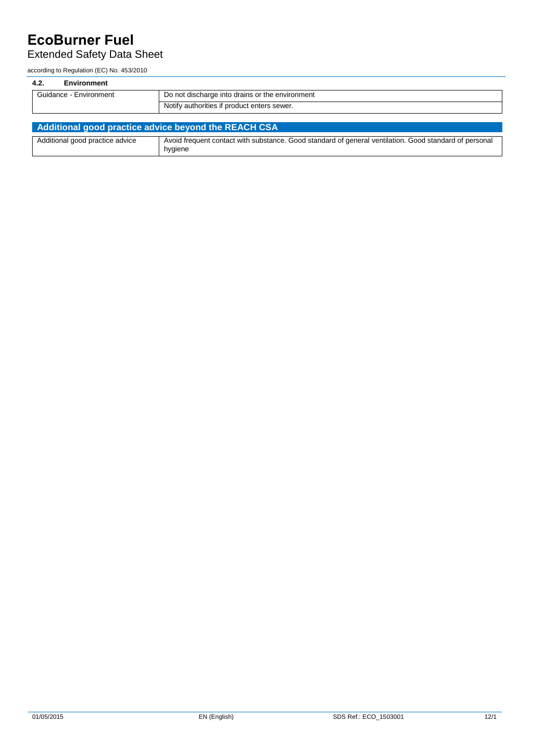### 4.2. Environment

| | |
|---|---|
| Guidance - Environment | Do not discharge into drains or the environment |
| | Notify authorities if product enters sewer. |

## Additional good practice advice beyond the REACH CSA

| | |
|---|---|
| Additional good practice advice | Avoid frequent contact with substance. Good standard of general ventilation. Good standard of personal hygiene |